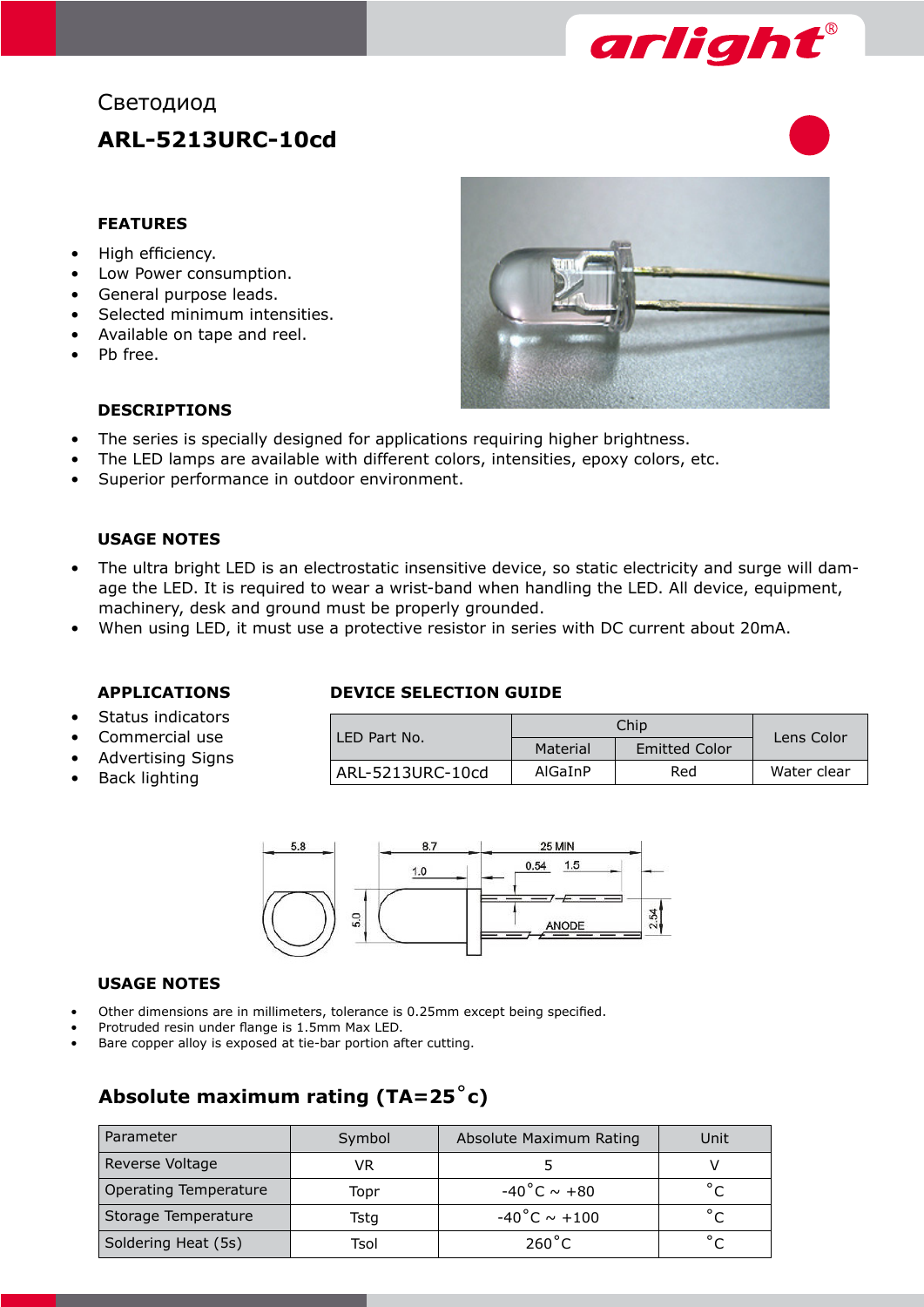Светодиод

# ARL-5213URC-10cd

### FEATURES

- High efficiency.
- Low Power consumption.
- General purpose leads.
- Selected minimum intensities.
- Available on tape and reel.
- Pb free.

### DESCRIPTIONS

- The series is specially designed for applications requiring higher brightness.
- The LED lamps are available with different colors, intensities, epoxy colors, etc.
- Superior performance in outdoor environment.

### USAGE NOTES

- The ultra bright LED is an electrostatic insensitive device, so static electricity and surge will damage the LED. It is required to wear a wrist-band when handling the LED. All device, equipment, machinery, desk and ground must be properly grounded.
- When using LED, it must use a protective resistor in series with DC current about 20mA.

### APPLICATIONS

- Status indicators
- Commercial use
- Advertising Signs
- Back lighting

### DEVICE SELECTION GUIDE

| LED Part No. | Chip | | Lens Color |
|---|---|---|---|
| | Material | Emitted Color | |
| ARL-5213URC-10cd | AlGaInP | Red | Water clear |

### USAGE NOTES

- Other dimensions are in millimeters, tolerance is 0.25mm except being specified.
- Protruded resin under flange is 1.5mm Max LED.
- Bare copper alloy is exposed at tie-bar portion after cutting.

## Absolute maximum rating (TA=25˚c)

| Parameter | Symbol | Absolute Maximum Rating | Unit |
|---|---|---|---|
| Reverse Voltage | VR | 5 | V |
| Operating Temperature | Topr | -40˚C ~ +80 | ˚C |
| Storage Temperature | Tstg | -40˚C ~ +100 | ˚C |
| Soldering Heat (5s) | Tsol | 260˚C | ˚C |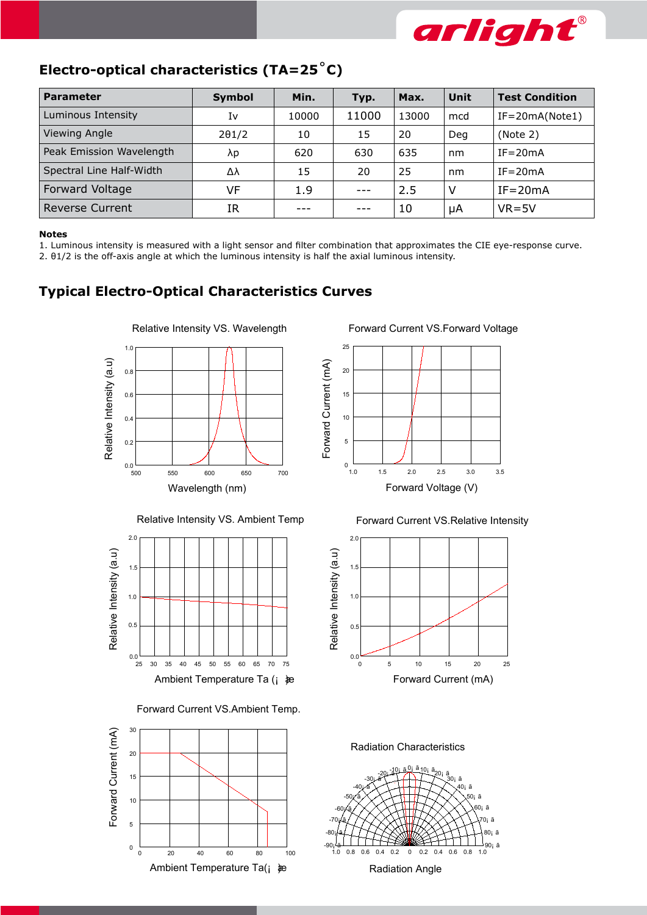## Electro-optical characteristics (TA=25°C)

| Parameter | Symbol | Min. | Typ. | Max. | Unit | Test Condition |
|---|---|---|---|---|---|---|
| Luminous Intensity | Iv | 10000 | 11000 | 13000 | mcd | IF=20mA(Note1) |
| Viewing Angle | 2θ1/2 | 10 | 15 | 20 | Deg | (Note 2) |
| Peak Emission Wavelength | λp | 620 | 630 | 635 | nm | IF=20mA |
| Spectral Line Half-Width | Δλ | 15 | 20 | 25 | nm | IF=20mA |
| Forward Voltage | VF | 1.9 | --- | 2.5 | V | IF=20mA |
| Reverse Current | IR | --- | --- | 10 | μA | VR=5V |

**Notes**

1. Luminous intensity is measured with a light sensor and filter combination that approximates the CIE eye-response curve.
2. θ1/2 is the off-axis angle at which the luminous intensity is half the axial luminous intensity.

## Typical Electro-Optical Characteristics Curves

Relative Intensity VS. Wavelength

Relative Intensity (a.u)

1.0
0.8
0.6
0.4
0.2
0.0

500 550 600 650 700

Wavelength (nm)

Forward Current VS.Forward Voltage

Forward Current (mA)

25
20
15
10
5
0

1.0 1.5 2.0 2.5 3.0 3.5

Forward Voltage (V)

Relative Intensity VS. Ambient Temp

Relative Intensity (a.u)

2.0
1.5
1.0
0.5
0.0

25 30 35 40 45 50 55 60 65 70 75

Ambient Temperature Ta (¡ æ

Forward Current VS.Relative Intensity

Relative Intensity (a.u)

2.0
1.5
1.0
0.5
0.0

0 5 10 15 20 25

Forward Current (mA)

Forward Current VS.Ambient Temp.

Forward Current (mA)

30
20
15
10
5
0

0 20 40 60 80 100

Ambient Temperature Ta(¡ æ

Radiation Characteristics

-90¡ ã -80¡ ã -70¡ ã -60¡ ã -50¡ ã -40¡ ã -30¡ ã -20¡ ã -10¡ ã 0¡ ã 10¡ ã 20¡ ã 30¡ ã 40¡ ã 50¡ ã 60¡ ã 70¡ ã 80¡ ã 90¡ ã

1.0 0.8 0.6 0.4 0.2 0 0.2 0.4 0.6 0.8 1.0

Radiation Angle